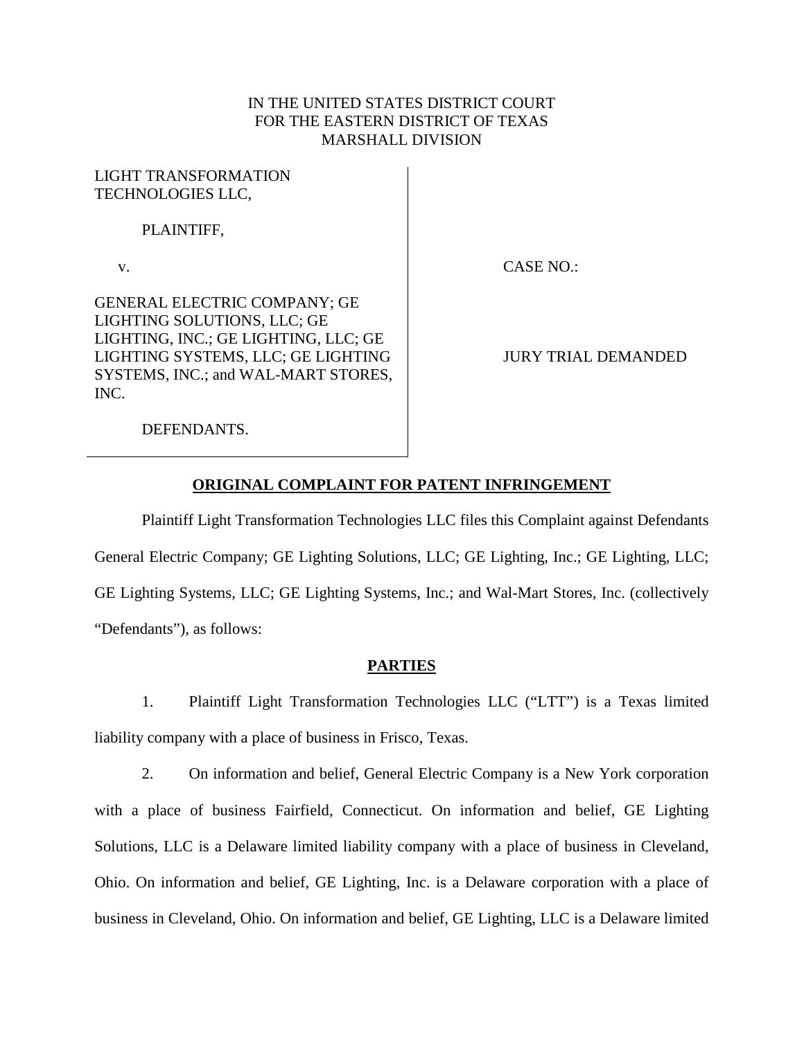IN THE UNITED STATES DISTRICT COURT
FOR THE EASTERN DISTRICT OF TEXAS
MARSHALL DIVISION

| | |
|---|---|
| LIGHT TRANSFORMATION TECHNOLOGIES LLC,<br><br>PLAINTIFF,<br><br>v.<br><br>GENERAL ELECTRIC COMPANY; GE LIGHTING SOLUTIONS, LLC; GE LIGHTING, INC.; GE LIGHTING, LLC; GE LIGHTING SYSTEMS, LLC; GE LIGHTING SYSTEMS, INC.; and WAL-MART STORES, INC.<br><br>DEFENDANTS. | CASE NO.:<br><br>JURY TRIAL DEMANDED |

## ORIGINAL COMPLAINT FOR PATENT INFRINGEMENT

Plaintiff Light Transformation Technologies LLC files this Complaint against Defendants General Electric Company; GE Lighting Solutions, LLC; GE Lighting, Inc.; GE Lighting, LLC; GE Lighting Systems, LLC; GE Lighting Systems, Inc.; and Wal-Mart Stores, Inc. (collectively "Defendants"), as follows:

## PARTIES

1. Plaintiff Light Transformation Technologies LLC ("LTT") is a Texas limited liability company with a place of business in Frisco, Texas.

2. On information and belief, General Electric Company is a New York corporation with a place of business Fairfield, Connecticut. On information and belief, GE Lighting Solutions, LLC is a Delaware limited liability company with a place of business in Cleveland, Ohio. On information and belief, GE Lighting, Inc. is a Delaware corporation with a place of business in Cleveland, Ohio. On information and belief, GE Lighting, LLC is a Delaware limited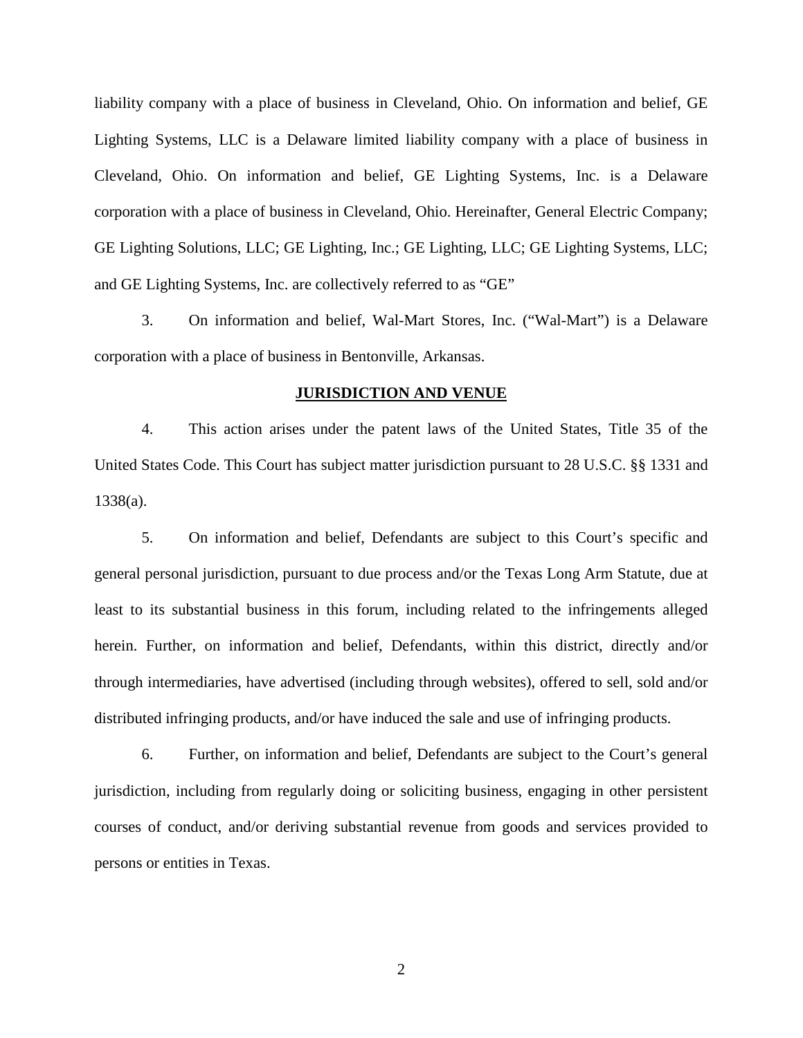liability company with a place of business in Cleveland, Ohio. On information and belief, GE Lighting Systems, LLC is a Delaware limited liability company with a place of business in Cleveland, Ohio. On information and belief, GE Lighting Systems, Inc. is a Delaware corporation with a place of business in Cleveland, Ohio. Hereinafter, General Electric Company; GE Lighting Solutions, LLC; GE Lighting, Inc.; GE Lighting, LLC; GE Lighting Systems, LLC; and GE Lighting Systems, Inc. are collectively referred to as "GE"

3. On information and belief, Wal-Mart Stores, Inc. ("Wal-Mart") is a Delaware corporation with a place of business in Bentonville, Arkansas.

## JURISDICTION AND VENUE

4. This action arises under the patent laws of the United States, Title 35 of the United States Code. This Court has subject matter jurisdiction pursuant to 28 U.S.C. §§ 1331 and 1338(a).

5. On information and belief, Defendants are subject to this Court's specific and general personal jurisdiction, pursuant to due process and/or the Texas Long Arm Statute, due at least to its substantial business in this forum, including related to the infringements alleged herein. Further, on information and belief, Defendants, within this district, directly and/or through intermediaries, have advertised (including through websites), offered to sell, sold and/or distributed infringing products, and/or have induced the sale and use of infringing products.

6. Further, on information and belief, Defendants are subject to the Court's general jurisdiction, including from regularly doing or soliciting business, engaging in other persistent courses of conduct, and/or deriving substantial revenue from goods and services provided to persons or entities in Texas.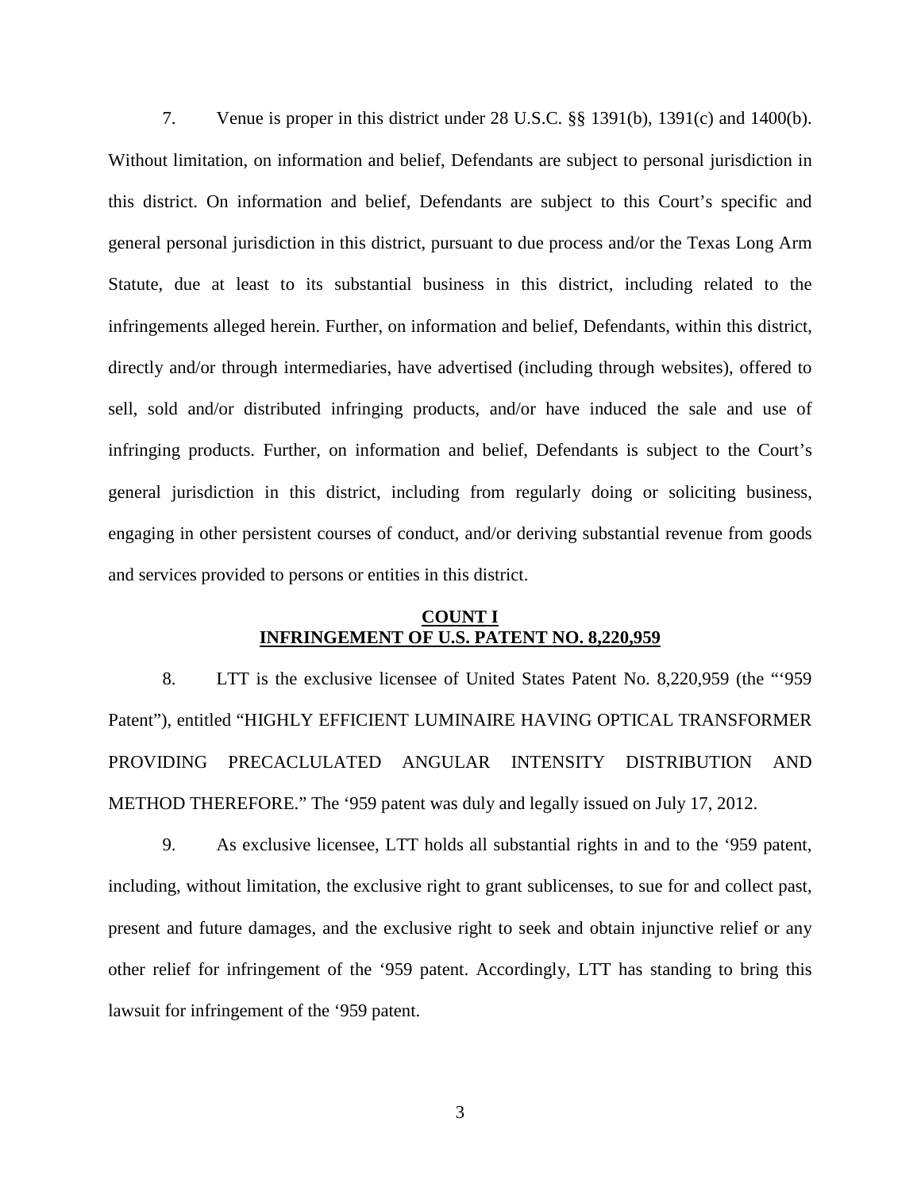7. Venue is proper in this district under 28 U.S.C. §§ 1391(b), 1391(c) and 1400(b). Without limitation, on information and belief, Defendants are subject to personal jurisdiction in this district. On information and belief, Defendants are subject to this Court's specific and general personal jurisdiction in this district, pursuant to due process and/or the Texas Long Arm Statute, due at least to its substantial business in this district, including related to the infringements alleged herein. Further, on information and belief, Defendants, within this district, directly and/or through intermediaries, have advertised (including through websites), offered to sell, sold and/or distributed infringing products, and/or have induced the sale and use of infringing products. Further, on information and belief, Defendants is subject to the Court's general jurisdiction in this district, including from regularly doing or soliciting business, engaging in other persistent courses of conduct, and/or deriving substantial revenue from goods and services provided to persons or entities in this district.

**COUNT I**
**INFRINGEMENT OF U.S. PATENT NO. 8,220,959**

8. LTT is the exclusive licensee of United States Patent No. 8,220,959 (the "'959 Patent"), entitled "HIGHLY EFFICIENT LUMINAIRE HAVING OPTICAL TRANSFORMER PROVIDING PRECACLULATED ANGULAR INTENSITY DISTRIBUTION AND METHOD THEREFORE." The '959 patent was duly and legally issued on July 17, 2012.

9. As exclusive licensee, LTT holds all substantial rights in and to the '959 patent, including, without limitation, the exclusive right to grant sublicenses, to sue for and collect past, present and future damages, and the exclusive right to seek and obtain injunctive relief or any other relief for infringement of the '959 patent. Accordingly, LTT has standing to bring this lawsuit for infringement of the '959 patent.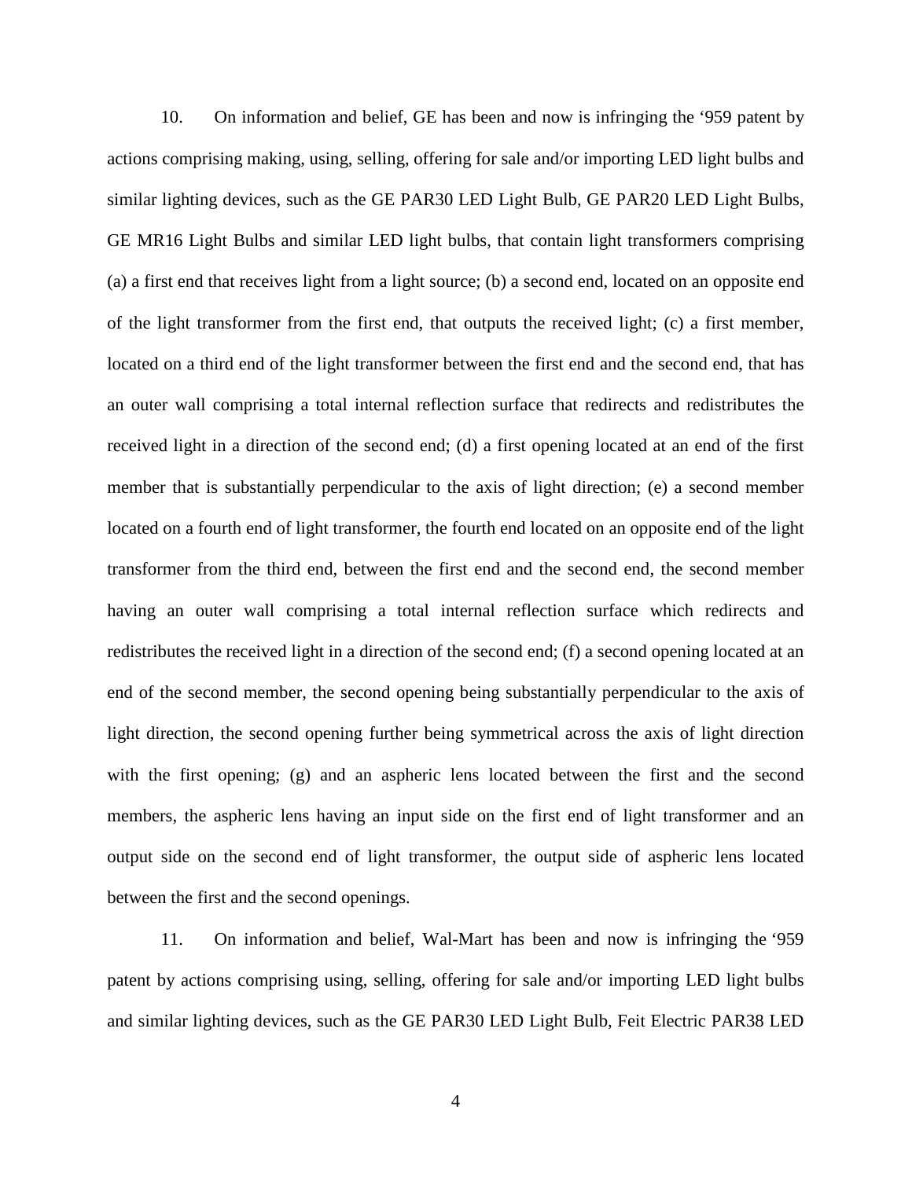10. On information and belief, GE has been and now is infringing the '959 patent by actions comprising making, using, selling, offering for sale and/or importing LED light bulbs and similar lighting devices, such as the GE PAR30 LED Light Bulb, GE PAR20 LED Light Bulbs, GE MR16 Light Bulbs and similar LED light bulbs, that contain light transformers comprising (a) a first end that receives light from a light source; (b) a second end, located on an opposite end of the light transformer from the first end, that outputs the received light; (c) a first member, located on a third end of the light transformer between the first end and the second end, that has an outer wall comprising a total internal reflection surface that redirects and redistributes the received light in a direction of the second end; (d) a first opening located at an end of the first member that is substantially perpendicular to the axis of light direction; (e) a second member located on a fourth end of light transformer, the fourth end located on an opposite end of the light transformer from the third end, between the first end and the second end, the second member having an outer wall comprising a total internal reflection surface which redirects and redistributes the received light in a direction of the second end; (f) a second opening located at an end of the second member, the second opening being substantially perpendicular to the axis of light direction, the second opening further being symmetrical across the axis of light direction with the first opening; (g) and an aspheric lens located between the first and the second members, the aspheric lens having an input side on the first end of light transformer and an output side on the second end of light transformer, the output side of aspheric lens located between the first and the second openings.

11. On information and belief, Wal-Mart has been and now is infringing the '959 patent by actions comprising using, selling, offering for sale and/or importing LED light bulbs and similar lighting devices, such as the GE PAR30 LED Light Bulb, Feit Electric PAR38 LED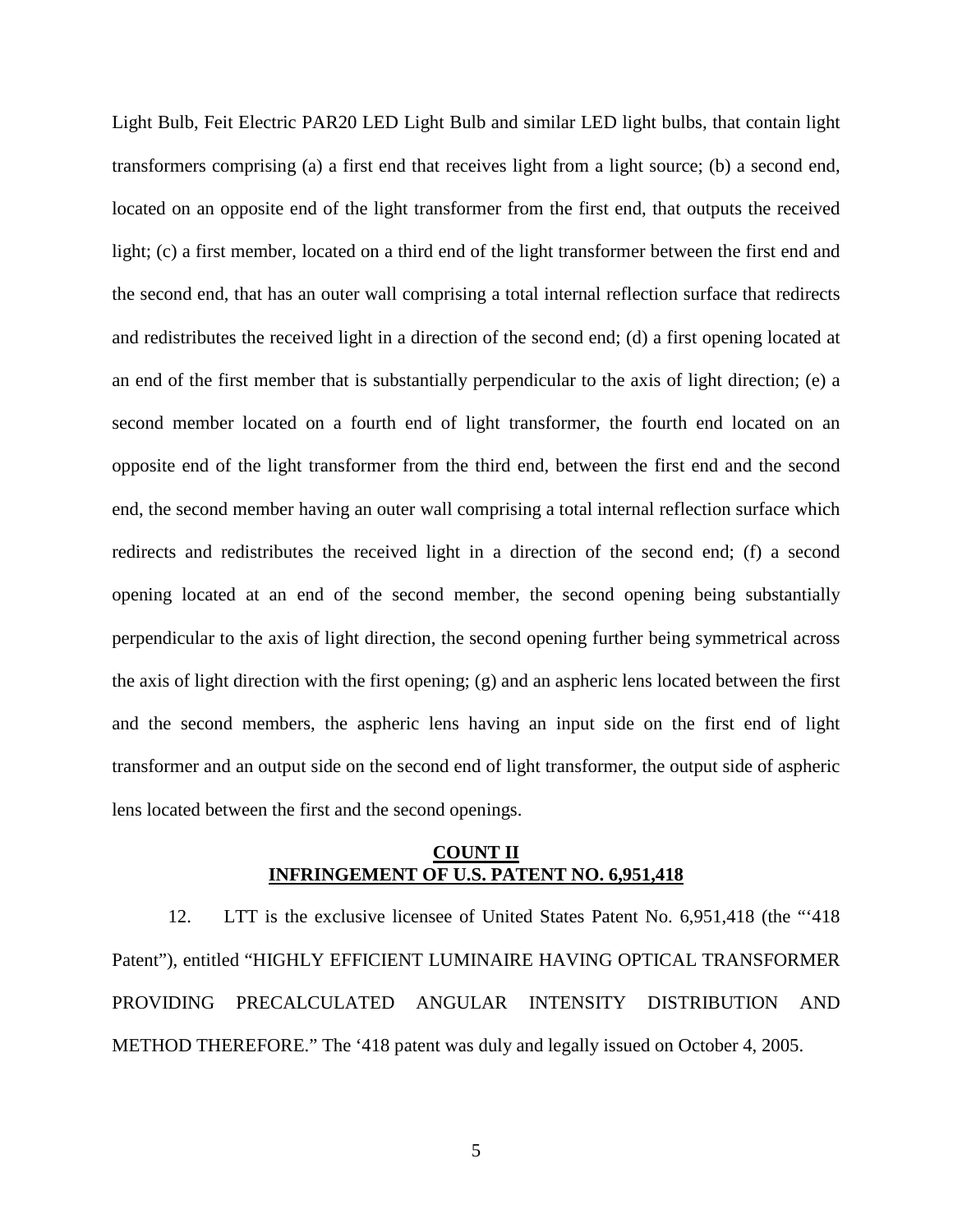Light Bulb, Feit Electric PAR20 LED Light Bulb and similar LED light bulbs, that contain light transformers comprising (a) a first end that receives light from a light source; (b) a second end, located on an opposite end of the light transformer from the first end, that outputs the received light; (c) a first member, located on a third end of the light transformer between the first end and the second end, that has an outer wall comprising a total internal reflection surface that redirects and redistributes the received light in a direction of the second end; (d) a first opening located at an end of the first member that is substantially perpendicular to the axis of light direction; (e) a second member located on a fourth end of light transformer, the fourth end located on an opposite end of the light transformer from the third end, between the first end and the second end, the second member having an outer wall comprising a total internal reflection surface which redirects and redistributes the received light in a direction of the second end; (f) a second opening located at an end of the second member, the second opening being substantially perpendicular to the axis of light direction, the second opening further being symmetrical across the axis of light direction with the first opening; (g) and an aspheric lens located between the first and the second members, the aspheric lens having an input side on the first end of light transformer and an output side on the second end of light transformer, the output side of aspheric lens located between the first and the second openings.

**COUNT II**
**INFRINGEMENT OF U.S. PATENT NO. 6,951,418**

12. LTT is the exclusive licensee of United States Patent No. 6,951,418 (the "'418 Patent"), entitled "HIGHLY EFFICIENT LUMINAIRE HAVING OPTICAL TRANSFORMER PROVIDING PRECALCULATED ANGULAR INTENSITY DISTRIBUTION AND METHOD THEREFORE." The '418 patent was duly and legally issued on October 4, 2005.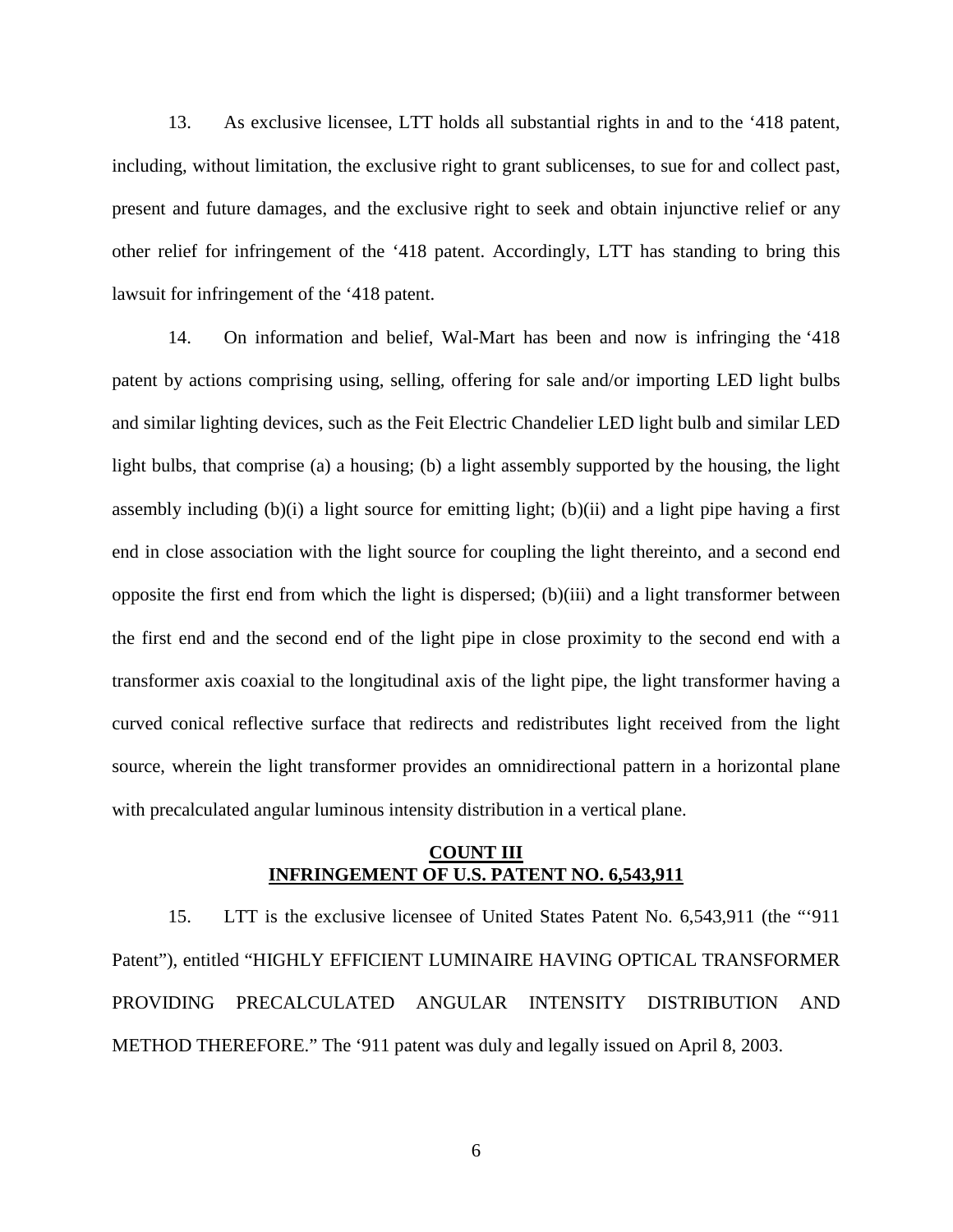13. As exclusive licensee, LTT holds all substantial rights in and to the '418 patent, including, without limitation, the exclusive right to grant sublicenses, to sue for and collect past, present and future damages, and the exclusive right to seek and obtain injunctive relief or any other relief for infringement of the '418 patent. Accordingly, LTT has standing to bring this lawsuit for infringement of the '418 patent.

14. On information and belief, Wal-Mart has been and now is infringing the '418 patent by actions comprising using, selling, offering for sale and/or importing LED light bulbs and similar lighting devices, such as the Feit Electric Chandelier LED light bulb and similar LED light bulbs, that comprise (a) a housing; (b) a light assembly supported by the housing, the light assembly including (b)(i) a light source for emitting light; (b)(ii) and a light pipe having a first end in close association with the light source for coupling the light thereinto, and a second end opposite the first end from which the light is dispersed; (b)(iii) and a light transformer between the first end and the second end of the light pipe in close proximity to the second end with a transformer axis coaxial to the longitudinal axis of the light pipe, the light transformer having a curved conical reflective surface that redirects and redistributes light received from the light source, wherein the light transformer provides an omnidirectional pattern in a horizontal plane with precalculated angular luminous intensity distribution in a vertical plane.

## COUNT III
## INFRINGEMENT OF U.S. PATENT NO. 6,543,911

15. LTT is the exclusive licensee of United States Patent No. 6,543,911 (the "'911 Patent"), entitled "HIGHLY EFFICIENT LUMINAIRE HAVING OPTICAL TRANSFORMER PROVIDING PRECALCULATED ANGULAR INTENSITY DISTRIBUTION AND METHOD THEREFORE." The '911 patent was duly and legally issued on April 8, 2003.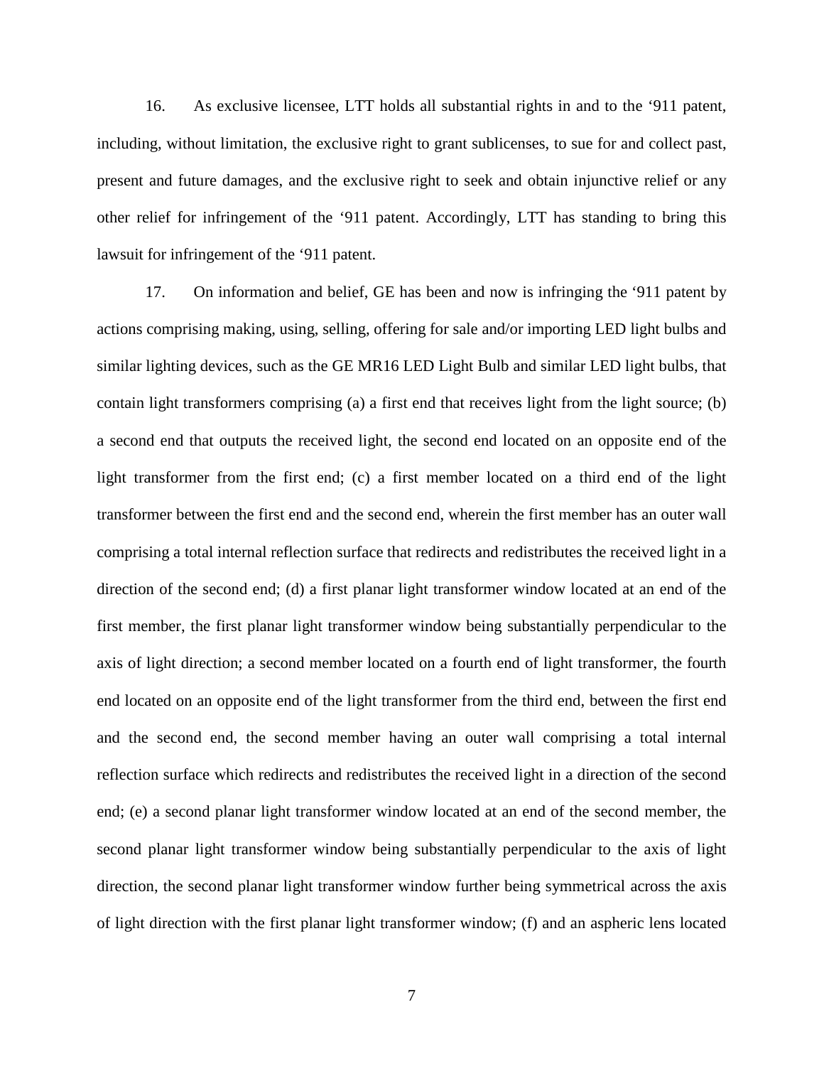16. As exclusive licensee, LTT holds all substantial rights in and to the '911 patent, including, without limitation, the exclusive right to grant sublicenses, to sue for and collect past, present and future damages, and the exclusive right to seek and obtain injunctive relief or any other relief for infringement of the '911 patent. Accordingly, LTT has standing to bring this lawsuit for infringement of the '911 patent.

17. On information and belief, GE has been and now is infringing the '911 patent by actions comprising making, using, selling, offering for sale and/or importing LED light bulbs and similar lighting devices, such as the GE MR16 LED Light Bulb and similar LED light bulbs, that contain light transformers comprising (a) a first end that receives light from the light source; (b) a second end that outputs the received light, the second end located on an opposite end of the light transformer from the first end; (c) a first member located on a third end of the light transformer between the first end and the second end, wherein the first member has an outer wall comprising a total internal reflection surface that redirects and redistributes the received light in a direction of the second end; (d) a first planar light transformer window located at an end of the first member, the first planar light transformer window being substantially perpendicular to the axis of light direction; a second member located on a fourth end of light transformer, the fourth end located on an opposite end of the light transformer from the third end, between the first end and the second end, the second member having an outer wall comprising a total internal reflection surface which redirects and redistributes the received light in a direction of the second end; (e) a second planar light transformer window located at an end of the second member, the second planar light transformer window being substantially perpendicular to the axis of light direction, the second planar light transformer window further being symmetrical across the axis of light direction with the first planar light transformer window; (f) and an aspheric lens located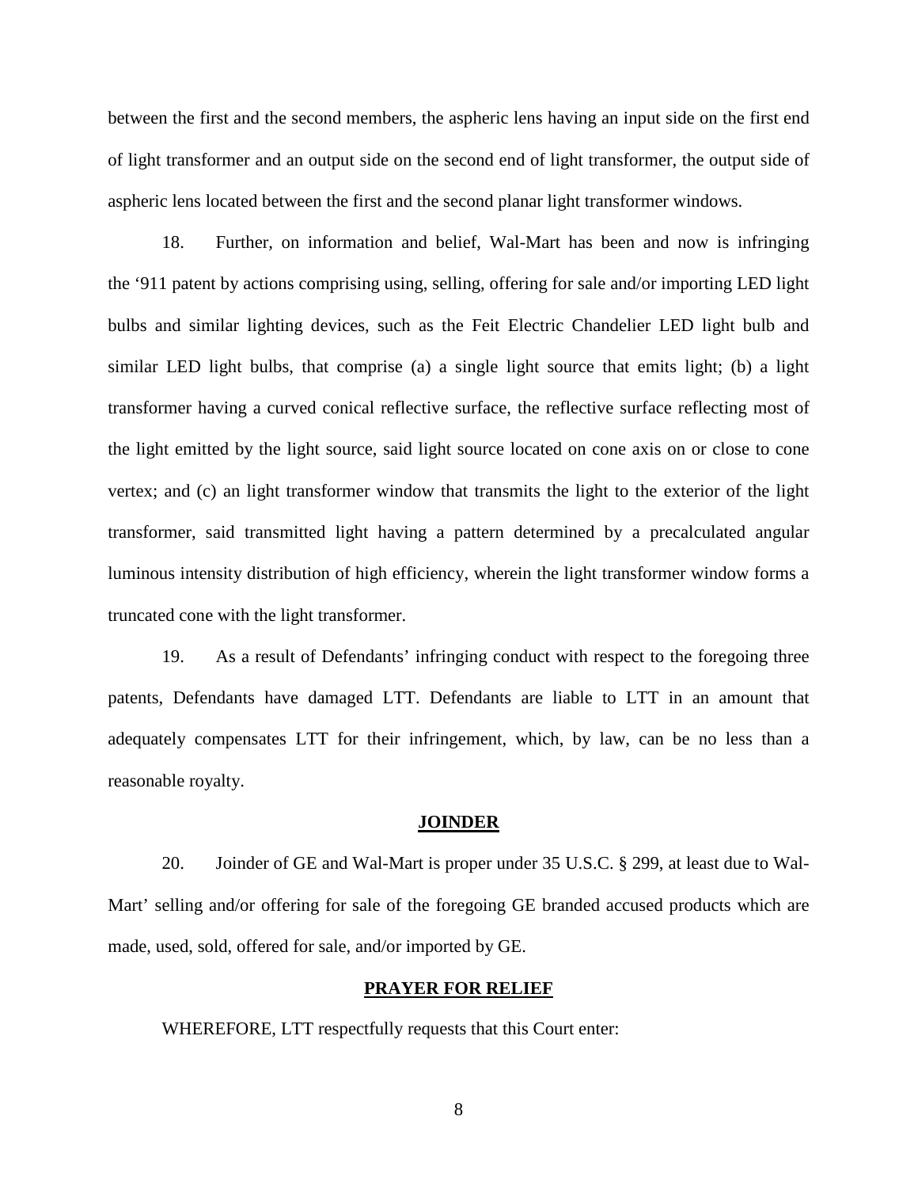between the first and the second members, the aspheric lens having an input side on the first end of light transformer and an output side on the second end of light transformer, the output side of aspheric lens located between the first and the second planar light transformer windows.

18. Further, on information and belief, Wal-Mart has been and now is infringing the '911 patent by actions comprising using, selling, offering for sale and/or importing LED light bulbs and similar lighting devices, such as the Feit Electric Chandelier LED light bulb and similar LED light bulbs, that comprise (a) a single light source that emits light; (b) a light transformer having a curved conical reflective surface, the reflective surface reflecting most of the light emitted by the light source, said light source located on cone axis on or close to cone vertex; and (c) an light transformer window that transmits the light to the exterior of the light transformer, said transmitted light having a pattern determined by a precalculated angular luminous intensity distribution of high efficiency, wherein the light transformer window forms a truncated cone with the light transformer.

19. As a result of Defendants' infringing conduct with respect to the foregoing three patents, Defendants have damaged LTT. Defendants are liable to LTT in an amount that adequately compensates LTT for their infringement, which, by law, can be no less than a reasonable royalty.

## JOINDER

20. Joinder of GE and Wal-Mart is proper under 35 U.S.C. § 299, at least due to Wal-Mart' selling and/or offering for sale of the foregoing GE branded accused products which are made, used, sold, offered for sale, and/or imported by GE.

## PRAYER FOR RELIEF

WHEREFORE, LTT respectfully requests that this Court enter: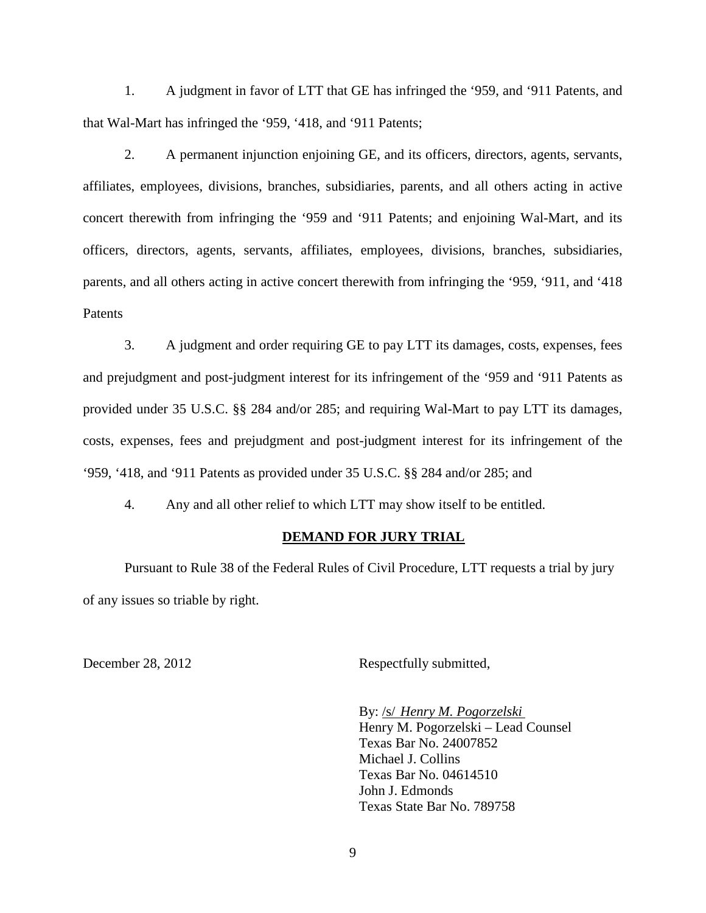1. A judgment in favor of LTT that GE has infringed the '959, and '911 Patents, and that Wal-Mart has infringed the '959, '418, and '911 Patents;

2. A permanent injunction enjoining GE, and its officers, directors, agents, servants, affiliates, employees, divisions, branches, subsidiaries, parents, and all others acting in active concert therewith from infringing the '959 and '911 Patents; and enjoining Wal-Mart, and its officers, directors, agents, servants, affiliates, employees, divisions, branches, subsidiaries, parents, and all others acting in active concert therewith from infringing the '959, '911, and '418 Patents

3. A judgment and order requiring GE to pay LTT its damages, costs, expenses, fees and prejudgment and post-judgment interest for its infringement of the '959 and '911 Patents as provided under 35 U.S.C. §§ 284 and/or 285; and requiring Wal-Mart to pay LTT its damages, costs, expenses, fees and prejudgment and post-judgment interest for its infringement of the '959, '418, and '911 Patents as provided under 35 U.S.C. §§ 284 and/or 285; and

4. Any and all other relief to which LTT may show itself to be entitled.

## DEMAND FOR JURY TRIAL

Pursuant to Rule 38 of the Federal Rules of Civil Procedure, LTT requests a trial by jury of any issues so triable by right.

December 28, 2012

Respectfully submitted,

By: /s/ *Henry M. Pogorzelski*
Henry M. Pogorzelski – Lead Counsel
Texas Bar No. 24007852
Michael J. Collins
Texas Bar No. 04614510
John J. Edmonds
Texas State Bar No. 789758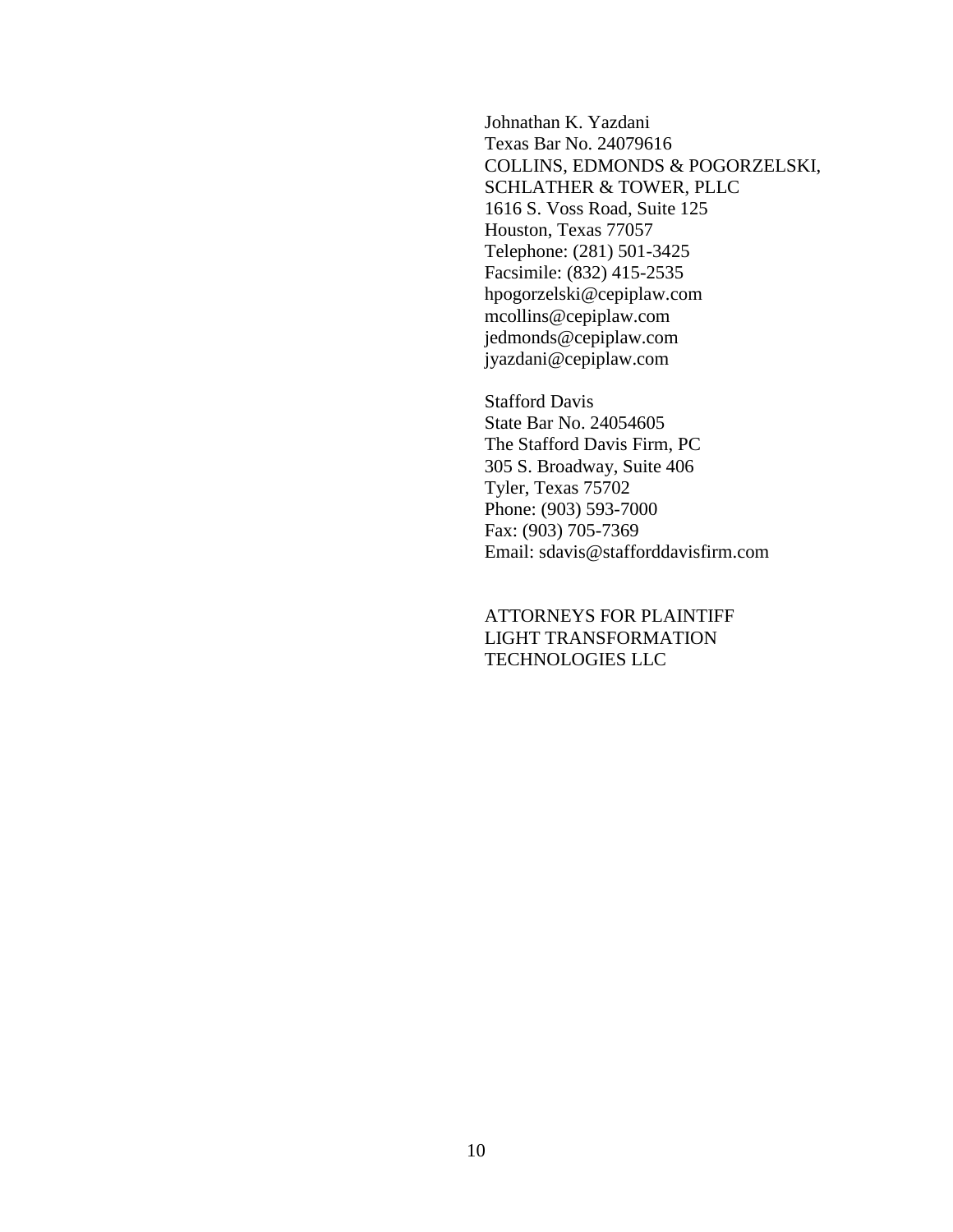Johnathan K. Yazdani
Texas Bar No. 24079616
COLLINS, EDMONDS & POGORZELSKI,
SCHLATHER & TOWER, PLLC
1616 S. Voss Road, Suite 125
Houston, Texas 77057
Telephone: (281) 501-3425
Facsimile: (832) 415-2535
hpogorzelski@cepiplaw.com
mcollins@cepiplaw.com
jedmonds@cepiplaw.com
jyazdani@cepiplaw.com

Stafford Davis
State Bar No. 24054605
The Stafford Davis Firm, PC
305 S. Broadway, Suite 406
Tyler, Texas 75702
Phone: (903) 593-7000
Fax: (903) 705-7369
Email: sdavis@stafforddavisfirm.com

ATTORNEYS FOR PLAINTIFF
LIGHT TRANSFORMATION
TECHNOLOGIES LLC